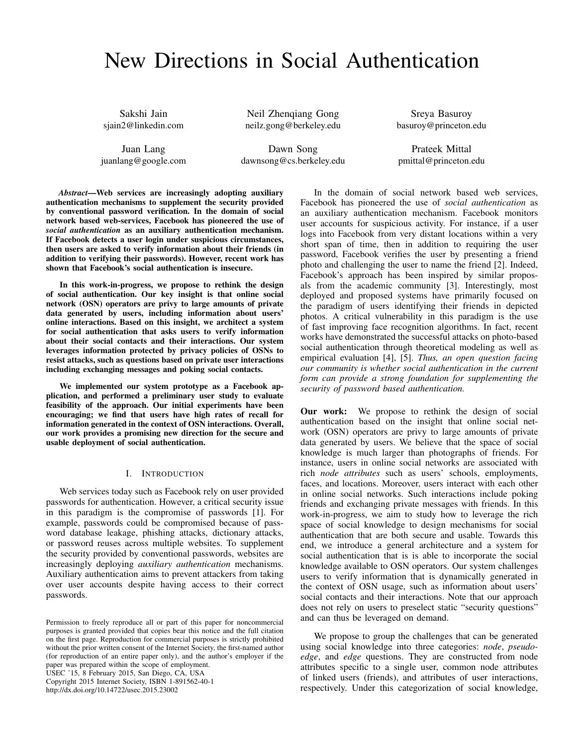# New Directions in Social Authentication

Sakshi Jain  
sjain2@linkedin.com

Neil Zhenqiang Gong  
neilz.gong@berkeley.edu

Sreya Basuroy  
basuroy@princeton.edu

Juan Lang  
juanlang@google.com

Dawn Song  
dawnsong@cs.berkeley.edu

Prateek Mittal  
pmittal@princeton.edu

***Abstract*—Web services are increasingly adopting auxiliary authentication mechanisms to supplement the security provided by conventional password verification. In the domain of social network based web-services, Facebook has pioneered the use of *social authentication* as an auxiliary authentication mechanism. If Facebook detects a user login under suspicious circumstances, then users are asked to verify information about their friends (in addition to verifying their passwords). However, recent work has shown that Facebook's social authentication is insecure.**

**In this work-in-progress, we propose to rethink the design of social authentication. Our key insight is that online social network (OSN) operators are privy to large amounts of private data generated by users, including information about users' online interactions. Based on this insight, we architect a system for social authentication that asks users to verify information about their social contacts and their interactions. Our system leverages information protected by privacy policies of OSNs to resist attacks, such as questions based on private user interactions including exchanging messages and poking social contacts.**

**We implemented our system prototype as a Facebook application, and performed a preliminary user study to evaluate feasibility of the approach. Our initial experiments have been encouraging; we find that users have high rates of recall for information generated in the context of OSN interactions. Overall, our work provides a promising new direction for the secure and usable deployment of social authentication.**

## I. Introduction

Web services today such as Facebook rely on user provided passwords for authentication. However, a critical security issue in this paradigm is the compromise of passwords [1]. For example, passwords could be compromised because of password database leakage, phishing attacks, dictionary attacks, or password reuses across multiple websites. To supplement the security provided by conventional passwords, websites are increasingly deploying *auxiliary authentication* mechanisms. Auxiliary authentication aims to prevent attackers from taking over user accounts despite having access to their correct passwords.

Permission to freely reproduce all or part of this paper for noncommercial purposes is granted provided that copies bear this notice and the full citation on the first page. Reproduction for commercial purposes is strictly prohibited without the prior written consent of the Internet Society, the first-named author (for reproduction of an entire paper only), and the author's employer if the paper was prepared within the scope of employment.  
USEC '15, 8 February 2015, San Diego, CA, USA  
Copyright 2015 Internet Society, ISBN 1-891562-40-1  
http://dx.doi.org/10.14722/usec.2015.23002

In the domain of social network based web services, Facebook has pioneered the use of *social authentication* as an auxiliary authentication mechanism. Facebook monitors user accounts for suspicious activity. For instance, if a user logs into Facebook from very distant locations within a very short span of time, then in addition to requiring the user password, Facebook verifies the user by presenting a friend photo and challenging the user to name the friend [2]. Indeed, Facebook's approach has been inspired by similar proposals from the academic community [3]. Interestingly, most deployed and proposed systems have primarily focused on the paradigm of users identifying their friends in depicted photos. A critical vulnerability in this paradigm is the use of fast improving face recognition algorithms. In fact, recent works have demonstrated the successful attacks on photo-based social authentication through theoretical modeling as well as empirical evaluation [4], [5]. *Thus, an open question facing our community is whether social authentication in the current form can provide a strong foundation for supplementing the security of password based authentication.*

**Our work:** We propose to rethink the design of social authentication based on the insight that online social network (OSN) operators are privy to large amounts of private data generated by users. We believe that the space of social knowledge is much larger than photographs of friends. For instance, users in online social networks are associated with rich *node attributes* such as users' schools, employments, faces, and locations. Moreover, users interact with each other in online social networks. Such interactions include poking friends and exchanging private messages with friends. In this work-in-progress, we aim to study how to leverage the rich space of social knowledge to design mechanisms for social authentication that are both secure and usable. Towards this end, we introduce a general architecture and a system for social authentication that is is able to incorporate the social knowledge available to OSN operators. Our system challenges users to verify information that is dynamically generated in the context of OSN usage, such as information about users' social contacts and their interactions. Note that our approach does not rely on users to preselect static "security questions" and can thus be leveraged on demand.

We propose to group the challenges that can be generated using social knowledge into three categories: *node*, *pseudo-edge*, and *edge* questions. They are constructed from node attributes specific to a single user, common node attributes of linked users (friends), and attributes of user interactions, respectively. Under this categorization of social knowledge,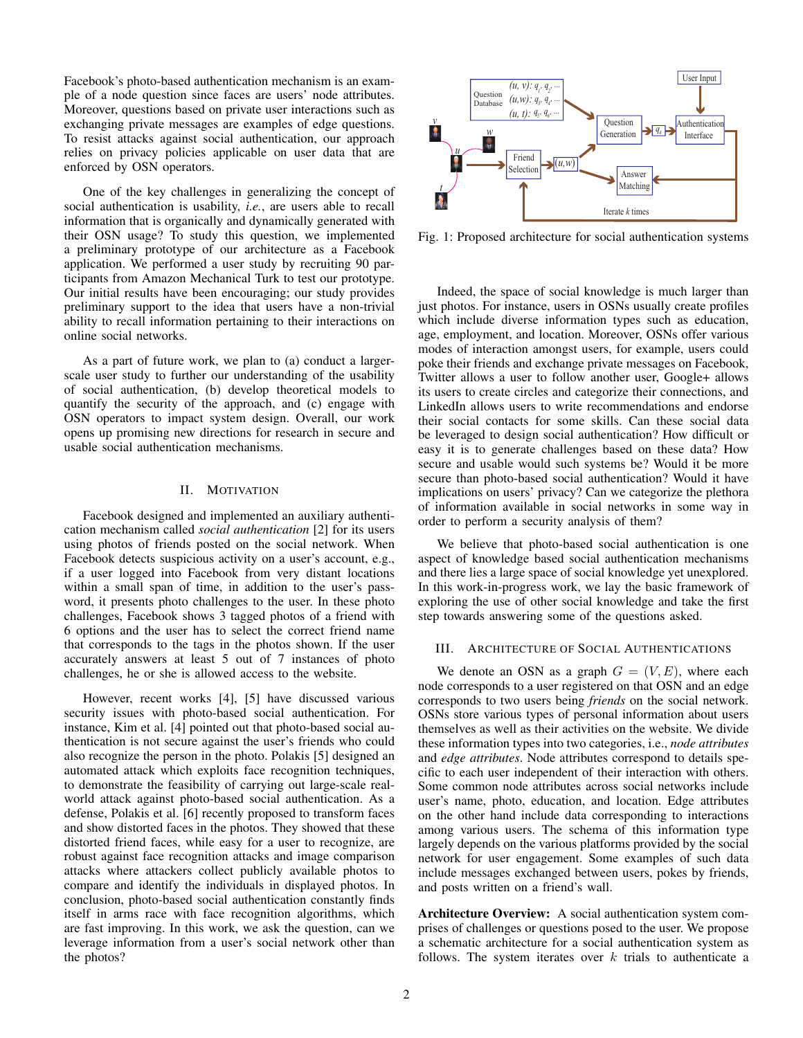Facebook's photo-based authentication mechanism is an example of a node question since faces are users' node attributes. Moreover, questions based on private user interactions such as exchanging private messages are examples of edge questions. To resist attacks against social authentication, our approach relies on privacy policies applicable on user data that are enforced by OSN operators.

One of the key challenges in generalizing the concept of social authentication is usability, *i.e.*, are users able to recall information that is organically and dynamically generated with their OSN usage? To study this question, we implemented a preliminary prototype of our architecture as a Facebook application. We performed a user study by recruiting 90 participants from Amazon Mechanical Turk to test our prototype. Our initial results have been encouraging; our study provides preliminary support to the idea that users have a non-trivial ability to recall information pertaining to their interactions on online social networks.

As a part of future work, we plan to (a) conduct a larger-scale user study to further our understanding of the usability of social authentication, (b) develop theoretical models to quantify the security of the approach, and (c) engage with OSN operators to impact system design. Overall, our work opens up promising new directions for research in secure and usable social authentication mechanisms.

## II. Motivation

Facebook designed and implemented an auxiliary authentication mechanism called *social authentication* [2] for its users using photos of friends posted on the social network. When Facebook detects suspicious activity on a user's account, e.g., if a user logged into Facebook from very distant locations within a small span of time, in addition to the user's password, it presents photo challenges to the user. In these photo challenges, Facebook shows 3 tagged photos of a friend with 6 options and the user has to select the correct friend name that corresponds to the tags in the photos shown. If the user accurately answers at least 5 out of 7 instances of photo challenges, he or she is allowed access to the website.

However, recent works [4], [5] have discussed various security issues with photo-based social authentication. For instance, Kim et al. [4] pointed out that photo-based social authentication is not secure against the user's friends who could also recognize the person in the photo. Polakis [5] designed an automated attack which exploits face recognition techniques, to demonstrate the feasibility of carrying out large-scale real-world attack against photo-based social authentication. As a defense, Polakis et al. [6] recently proposed to transform faces and show distorted faces in the photos. They showed that these distorted friend faces, while easy for a user to recognize, are robust against face recognition attacks and image comparison attacks where attackers collect publicly available photos to compare and identify the individuals in displayed photos. In conclusion, photo-based social authentication constantly finds itself in arms race with face recognition algorithms, which are fast improving. In this work, we ask the question, can we leverage information from a user's social network other than the photos?

Fig. 1: Proposed architecture for social authentication systems

Indeed, the space of social knowledge is much larger than just photos. For instance, users in OSNs usually create profiles which include diverse information types such as education, age, employment, and location. Moreover, OSNs offer various modes of interaction amongst users, for example, users could poke their friends and exchange private messages on Facebook, Twitter allows a user to follow another user, Google+ allows its users to create circles and categorize their connections, and LinkedIn allows users to write recommendations and endorse their social contacts for some skills. Can these social data be leveraged to design social authentication? How difficult or easy it is to generate challenges based on these data? How secure and usable would such systems be? Would it be more secure than photo-based social authentication? Would it have implications on users' privacy? Can we categorize the plethora of information available in social networks in some way in order to perform a security analysis of them?

We believe that photo-based social authentication is one aspect of knowledge based social authentication mechanisms and there lies a large space of social knowledge yet unexplored. In this work-in-progress work, we lay the basic framework of exploring the use of other social knowledge and take the first step towards answering some of the questions asked.

## III. Architecture of Social Authentications

We denote an OSN as a graph $G = (V, E)$, where each node corresponds to a user registered on that OSN and an edge corresponds to two users being *friends* on the social network. OSNs store various types of personal information about users themselves as well as their activities on the website. We divide these information types into two categories, i.e., *node attributes* and *edge attributes*. Node attributes correspond to details specific to each user independent of their interaction with others. Some common node attributes across social networks include user's name, photo, education, and location. Edge attributes on the other hand include data corresponding to interactions among various users. The schema of this information type largely depends on the various platforms provided by the social network for user engagement. Some examples of such data include messages exchanged between users, pokes by friends, and posts written on a friend's wall.

**Architecture Overview:** A social authentication system comprises of challenges or questions posed to the user. We propose a schematic architecture for a social authentication system as follows. The system iterates over $k$ trials to authenticate a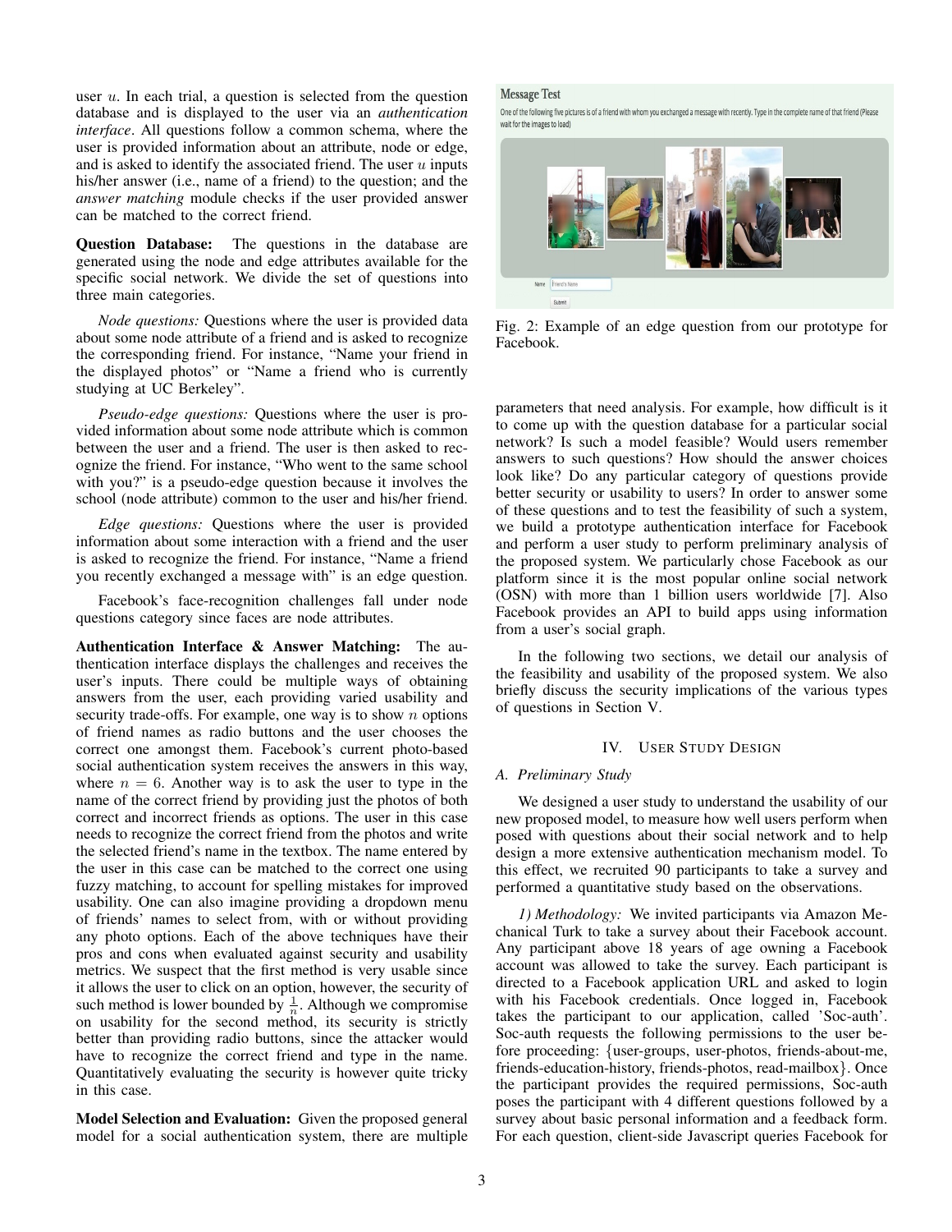user $u$. In each trial, a question is selected from the question database and is displayed to the user via an *authentication interface*. All questions follow a common schema, where the user is provided information about an attribute, node or edge, and is asked to identify the associated friend. The user $u$ inputs his/her answer (i.e., name of a friend) to the question; and the *answer matching* module checks if the user provided answer can be matched to the correct friend.

**Question Database:** The questions in the database are generated using the node and edge attributes available for the specific social network. We divide the set of questions into three main categories.

*Node questions:* Questions where the user is provided data about some node attribute of a friend and is asked to recognize the corresponding friend. For instance, "Name your friend in the displayed photos" or "Name a friend who is currently studying at UC Berkeley".

*Pseudo-edge questions:* Questions where the user is provided information about some node attribute which is common between the user and a friend. The user is then asked to recognize the friend. For instance, "Who went to the same school with you?" is a pseudo-edge question because it involves the school (node attribute) common to the user and his/her friend.

*Edge questions:* Questions where the user is provided information about some interaction with a friend and the user is asked to recognize the friend. For instance, "Name a friend you recently exchanged a message with" is an edge question.

Facebook's face-recognition challenges fall under node questions category since faces are node attributes.

**Authentication Interface & Answer Matching:** The authentication interface displays the challenges and receives the user's inputs. There could be multiple ways of obtaining answers from the user, each providing varied usability and security trade-offs. For example, one way is to show $n$ options of friend names as radio buttons and the user chooses the correct one amongst them. Facebook's current photo-based social authentication system receives the answers in this way, where $n = 6$. Another way is to ask the user to type in the name of the correct friend by providing just the photos of both correct and incorrect friends as options. The user in this case needs to recognize the correct friend from the photos and write the selected friend's name in the textbox. The name entered by the user in this case can be matched to the correct one using fuzzy matching, to account for spelling mistakes for improved usability. One can also imagine providing a dropdown menu of friends' names to select from, with or without providing any photo options. Each of the above techniques have their pros and cons when evaluated against security and usability metrics. We suspect that the first method is very usable since it allows the user to click on an option, however, the security of such method is lower bounded by $\frac{1}{n}$. Although we compromise on usability for the second method, its security is strictly better than providing radio buttons, since the attacker would have to recognize the correct friend and type in the name. Quantitatively evaluating the security is however quite tricky in this case.

**Model Selection and Evaluation:** Given the proposed general model for a social authentication system, there are multiple parameters that need analysis. For example, how difficult is it to come up with the question database for a particular social network? Is such a model feasible? Would users remember answers to such questions? How should the answer choices look like? Do any particular category of questions provide better security or usability to users? In order to answer some of these questions and to test the feasibility of such a system, we build a prototype authentication interface for Facebook and perform a user study to perform preliminary analysis of the proposed system. We particularly chose Facebook as our platform since it is the most popular online social network (OSN) with more than 1 billion users worldwide [7]. Also Facebook provides an API to build apps using information from a user's social graph.

Fig. 2: Example of an edge question from our prototype for Facebook.

In the following two sections, we detail our analysis of the feasibility and usability of the proposed system. We also briefly discuss the security implications of the various types of questions in Section V.

## IV. User Study Design

### A. Preliminary Study

We designed a user study to understand the usability of our new proposed model, to measure how well users perform when posed with questions about their social network and to help design a more extensive authentication mechanism model. To this effect, we recruited 90 participants to take a survey and performed a quantitative study based on the observations.

*1) Methodology:* We invited participants via Amazon Mechanical Turk to take a survey about their Facebook account. Any participant above 18 years of age owning a Facebook account was allowed to take the survey. Each participant is directed to a Facebook application URL and asked to login with his Facebook credentials. Once logged in, Facebook takes the participant to our application, called 'Soc-auth'. Soc-auth requests the following permissions to the user before proceeding: {user-groups, user-photos, friends-about-me, friends-education-history, friends-photos, read-mailbox}. Once the participant provides the required permissions, Soc-auth poses the participant with 4 different questions followed by a survey about basic personal information and a feedback form. For each question, client-side Javascript queries Facebook for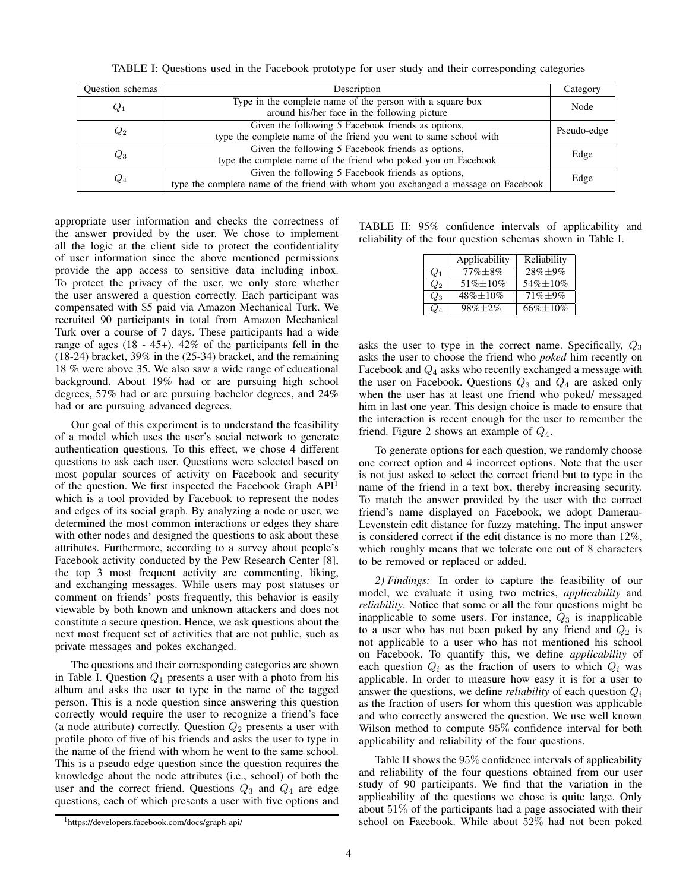TABLE I: Questions used in the Facebook prototype for user study and their corresponding categories

| Question schemas | Description | Category |
|---|---|---|
| $Q_1$ | Type in the complete name of the person with a square box around his/her face in the following picture | Node |
| $Q_2$ | Given the following 5 Facebook friends as options, type the complete name of the friend you went to same school with | Pseudo-edge |
| $Q_3$ | Given the following 5 Facebook friends as options, type the complete name of the friend who poked you on Facebook | Edge |
| $Q_4$ | Given the following 5 Facebook friends as options, type the complete name of the friend with whom you exchanged a message on Facebook | Edge |

appropriate user information and checks the correctness of the answer provided by the user. We chose to implement all the logic at the client side to protect the confidentiality of user information since the above mentioned permissions provide the app access to sensitive data including inbox. To protect the privacy of the user, we only store whether the user answered a question correctly. Each participant was compensated with $5 paid via Amazon Mechanical Turk. We recruited 90 participants in total from Amazon Mechanical Turk over a course of 7 days. These participants had a wide range of ages (18 - 45+). 42% of the participants fell in the (18-24) bracket, 39% in the (25-34) bracket, and the remaining 18 % were above 35. We also saw a wide range of educational background. About 19% had or are pursuing high school degrees, 57% had or are pursuing bachelor degrees, and 24% had or are pursuing advanced degrees.

Our goal of this experiment is to understand the feasibility of a model which uses the user's social network to generate authentication questions. To this effect, we chose 4 different questions to ask each user. Questions were selected based on most popular sources of activity on Facebook and security of the question. We first inspected the Facebook Graph API[1] which is a tool provided by Facebook to represent the nodes and edges of its social graph. By analyzing a node or user, we determined the most common interactions or edges they share with other nodes and designed the questions to ask about these attributes. Furthermore, according to a survey about people's Facebook activity conducted by the Pew Research Center [8], the top 3 most frequent activity are commenting, liking, and exchanging messages. While users may post statuses or comment on friends' posts frequently, this behavior is easily viewable by both known and unknown attackers and does not constitute a secure question. Hence, we ask questions about the next most frequent set of activities that are not public, such as private messages and pokes exchanged.

The questions and their corresponding categories are shown in Table I. Question $Q_1$ presents a user with a photo from his album and asks the user to type in the name of the tagged person. This is a node question since answering this question correctly would require the user to recognize a friend's face (a node attribute) correctly. Question $Q_2$ presents a user with profile photo of five of his friends and asks the user to type in the name of the friend with whom he went to the same school. This is a pseudo edge question since the question requires the knowledge about the node attributes (i.e., school) of both the user and the correct friend. Questions $Q_3$ and $Q_4$ are edge questions, each of which presents a user with five options and asks the user to type in the correct name. Specifically, $Q_3$ asks the user to choose the friend who *poked* him recently on Facebook and $Q_4$ asks who recently exchanged a message with the user on Facebook. Questions $Q_3$ and $Q_4$ are asked only when the user has at least one friend who poked/ messaged him in last one year. This design choice is made to ensure that the interaction is recent enough for the user to remember the friend. Figure 2 shows an example of $Q_4$.

[1]https://developers.facebook.com/docs/graph-api/

TABLE II: 95% confidence intervals of applicability and reliability of the four question schemas shown in Table I.

| | Applicability | Reliability |
|---|---|---|
| $Q_1$ | 77%±8% | 28%±9% |
| $Q_2$ | 51%±10% | 54%±10% |
| $Q_3$ | 48%±10% | 71%±9% |
| $Q_4$ | 98%±2% | 66%±10% |

To generate options for each question, we randomly choose one correct option and 4 incorrect options. Note that the user is not just asked to select the correct friend but to type in the name of the friend in a text box, thereby increasing security. To match the answer provided by the user with the correct friend's name displayed on Facebook, we adopt Damerau-Levenstein edit distance for fuzzy matching. The input answer is considered correct if the edit distance is no more than 12%, which roughly means that we tolerate one out of 8 characters to be removed or replaced or added.

*2) Findings:* In order to capture the feasibility of our model, we evaluate it using two metrics, *applicability* and *reliability*. Notice that some or all the four questions might be inapplicable to some users. For instance, $Q_3$ is inapplicable to a user who has not been poked by any friend and $Q_2$ is not applicable to a user who has not mentioned his school on Facebook. To quantify this, we define *applicability* of each question $Q_i$ as the fraction of users to which $Q_i$ was applicable. In order to measure how easy it is for a user to answer the questions, we define *reliability* of each question $Q_i$ as the fraction of users for whom this question was applicable and who correctly answered the question. We use well known Wilson method to compute $95\%$ confidence interval for both applicability and reliability of the four questions.

Table II shows the $95\%$ confidence intervals of applicability and reliability of the four questions obtained from our user study of 90 participants. We find that the variation in the applicability of the questions we chose is quite large. Only about $51\%$ of the participants had a page associated with their school on Facebook. While about $52\%$ had not been poked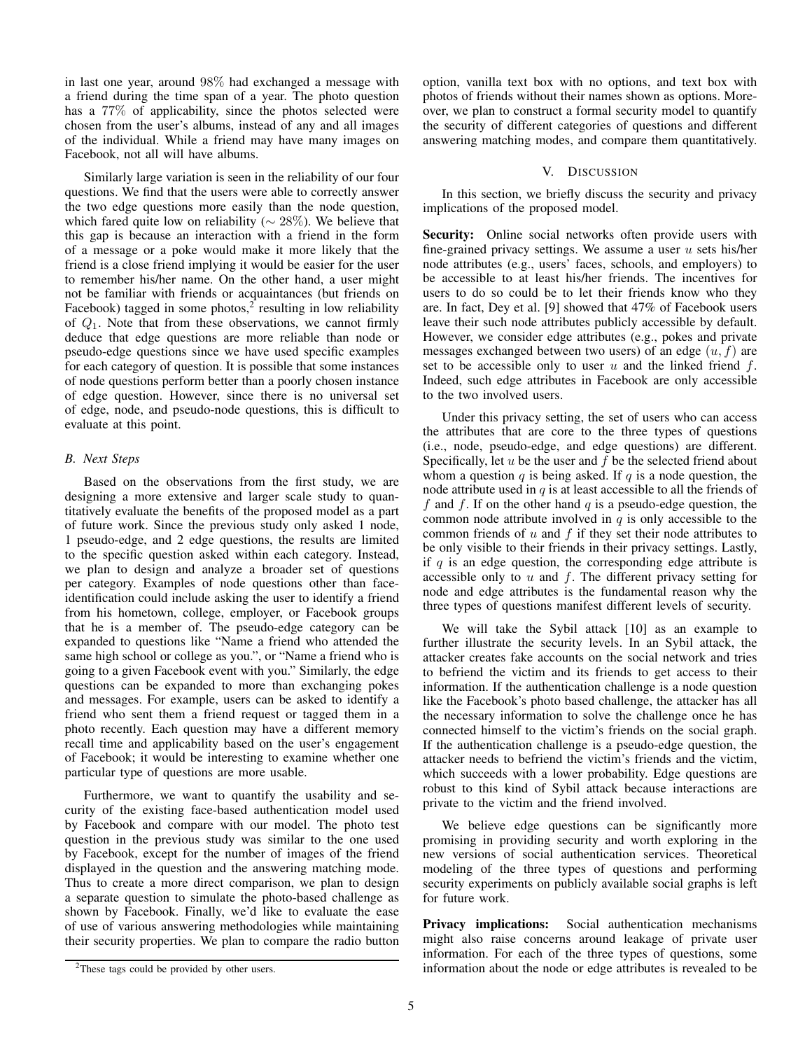in last one year, around 98% had exchanged a message with a friend during the time span of a year. The photo question has a 77% of applicability, since the photos selected were chosen from the user's albums, instead of any and all images of the individual. While a friend may have many images on Facebook, not all will have albums.

Similarly large variation is seen in the reliability of our four questions. We find that the users were able to correctly answer the two edge questions more easily than the node question, which fared quite low on reliability ($\sim 28\%$). We believe that this gap is because an interaction with a friend in the form of a message or a poke would make it more likely that the friend is a close friend implying it would be easier for the user to remember his/her name. On the other hand, a user might not be familiar with friends or acquaintances (but friends on Facebook) tagged in some photos,[2] resulting in low reliability of $Q_1$. Note that from these observations, we cannot firmly deduce that edge questions are more reliable than node or pseudo-edge questions since we have used specific examples for each category of question. It is possible that some instances of node questions perform better than a poorly chosen instance of edge question. However, since there is no universal set of edge, node, and pseudo-node questions, this is difficult to evaluate at this point.

### *B. Next Steps*

Based on the observations from the first study, we are designing a more extensive and larger scale study to quantitatively evaluate the benefits of the proposed model as a part of future work. Since the previous study only asked 1 node, 1 pseudo-edge, and 2 edge questions, the results are limited to the specific question asked within each category. Instead, we plan to design and analyze a broader set of questions per category. Examples of node questions other than face-identification could include asking the user to identify a friend from his hometown, college, employer, or Facebook groups that he is a member of. The pseudo-edge category can be expanded to questions like "Name a friend who attended the same high school or college as you.", or "Name a friend who is going to a given Facebook event with you." Similarly, the edge questions can be expanded to more than exchanging pokes and messages. For example, users can be asked to identify a friend who sent them a friend request or tagged them in a photo recently. Each question may have a different memory recall time and applicability based on the user's engagement of Facebook; it would be interesting to examine whether one particular type of questions are more usable.

Furthermore, we want to quantify the usability and security of the existing face-based authentication model used by Facebook and compare with our model. The photo test question in the previous study was similar to the one used by Facebook, except for the number of images of the friend displayed in the question and the answering matching mode. Thus to create a more direct comparison, we plan to design a separate question to simulate the photo-based challenge as shown by Facebook. Finally, we'd like to evaluate the ease of use of various answering methodologies while maintaining their security properties. We plan to compare the radio button option, vanilla text box with no options, and text box with photos of friends without their names shown as options. Moreover, we plan to construct a formal security model to quantify the security of different categories of questions and different answering matching modes, and compare them quantitatively.

## V. DISCUSSION

In this section, we briefly discuss the security and privacy implications of the proposed model.

**Security:** Online social networks often provide users with fine-grained privacy settings. We assume a user $u$ sets his/her node attributes (e.g., users' faces, schools, and employers) to be accessible to at least his/her friends. The incentives for users to do so could be to let their friends know who they are. In fact, Dey et al. [9] showed that 47% of Facebook users leave their such node attributes publicly accessible by default. However, we consider edge attributes (e.g., pokes and private messages exchanged between two users) of an edge $(u, f)$ are set to be accessible only to user $u$ and the linked friend $f$. Indeed, such edge attributes in Facebook are only accessible to the two involved users.

Under this privacy setting, the set of users who can access the attributes that are core to the three types of questions (i.e., node, pseudo-edge, and edge questions) are different. Specifically, let $u$ be the user and $f$ be the selected friend about whom a question $q$ is being asked. If $q$ is a node question, the node attribute used in $q$ is at least accessible to all the friends of $f$ and $f$. If on the other hand $q$ is a pseudo-edge question, the common node attribute involved in $q$ is only accessible to the common friends of $u$ and $f$ if they set their node attributes to be only visible to their friends in their privacy settings. Lastly, if $q$ is an edge question, the corresponding edge attribute is accessible only to $u$ and $f$. The different privacy setting for node and edge attributes is the fundamental reason why the three types of questions manifest different levels of security.

We will take the Sybil attack [10] as an example to further illustrate the security levels. In an Sybil attack, the attacker creates fake accounts on the social network and tries to befriend the victim and its friends to get access to their information. If the authentication challenge is a node question like the Facebook's photo based challenge, the attacker has all the necessary information to solve the challenge once he has connected himself to the victim's friends on the social graph. If the authentication challenge is a pseudo-edge question, the attacker needs to befriend the victim's friends and the victim, which succeeds with a lower probability. Edge questions are robust to this kind of Sybil attack because interactions are private to the victim and the friend involved.

We believe edge questions can be significantly more promising in providing security and worth exploring in the new versions of social authentication services. Theoretical modeling of the three types of questions and performing security experiments on publicly available social graphs is left for future work.

**Privacy implications:** Social authentication mechanisms might also raise concerns around leakage of private user information. For each of the three types of questions, some information about the node or edge attributes is revealed to be

[2] These tags could be provided by other users.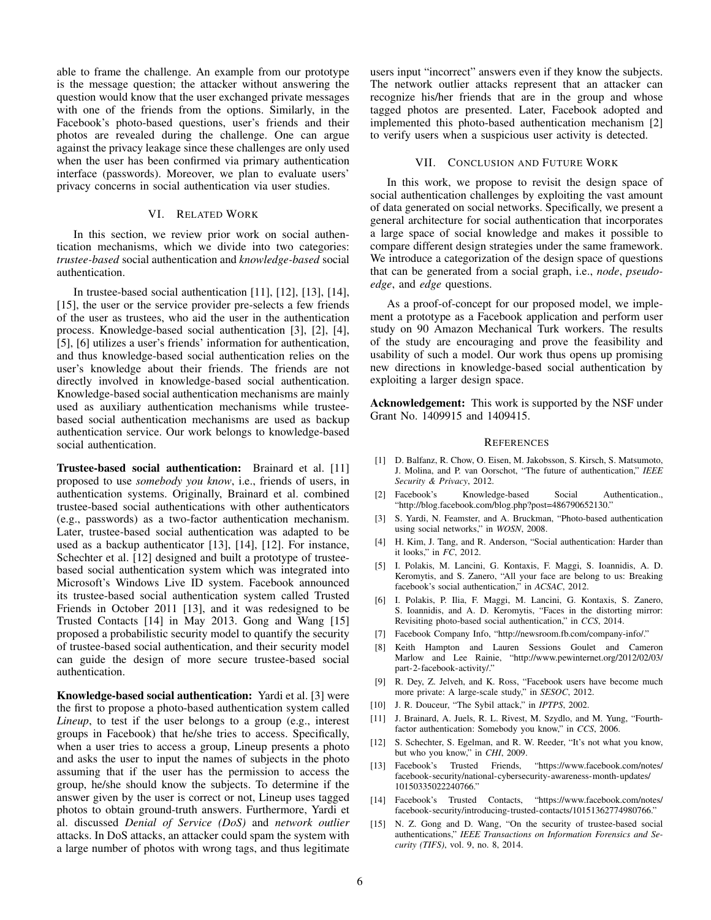able to frame the challenge. An example from our prototype is the message question; the attacker without answering the question would know that the user exchanged private messages with one of the friends from the options. Similarly, in the Facebook's photo-based questions, user's friends and their photos are revealed during the challenge. One can argue against the privacy leakage since these challenges are only used when the user has been confirmed via primary authentication interface (passwords). Moreover, we plan to evaluate users' privacy concerns in social authentication via user studies.

## VI. Related Work

In this section, we review prior work on social authentication mechanisms, which we divide into two categories: *trustee-based* social authentication and *knowledge-based* social authentication.

In trustee-based social authentication [11], [12], [13], [14], [15], the user or the service provider pre-selects a few friends of the user as trustees, who aid the user in the authentication process. Knowledge-based social authentication [3], [2], [4], [5], [6] utilizes a user's friends' information for authentication, and thus knowledge-based social authentication relies on the user's knowledge about their friends. The friends are not directly involved in knowledge-based social authentication. Knowledge-based social authentication mechanisms are mainly used as auxiliary authentication mechanisms while trustee-based social authentication mechanisms are used as backup authentication service. Our work belongs to knowledge-based social authentication.

**Trustee-based social authentication:** Brainard et al. [11] proposed to use *somebody you know*, i.e., friends of users, in authentication systems. Originally, Brainard et al. combined trustee-based social authentications with other authenticators (e.g., passwords) as a two-factor authentication mechanism. Later, trustee-based social authentication was adapted to be used as a backup authenticator [13], [14], [12]. For instance, Schechter et al. [12] designed and built a prototype of trustee-based social authentication system which was integrated into Microsoft's Windows Live ID system. Facebook announced its trustee-based social authentication system called Trusted Friends in October 2011 [13], and it was redesigned to be Trusted Contacts [14] in May 2013. Gong and Wang [15] proposed a probabilistic security model to quantify the security of trustee-based social authentication, and their security model can guide the design of more secure trustee-based social authentication.

**Knowledge-based social authentication:** Yardi et al. [3] were the first to propose a photo-based authentication system called *Lineup*, to test if the user belongs to a group (e.g., interest groups in Facebook) that he/she tries to access. Specifically, when a user tries to access a group, Lineup presents a photo and asks the user to input the names of subjects in the photo assuming that if the user has the permission to access the group, he/she should know the subjects. To determine if the answer given by the user is correct or not, Lineup uses tagged photos to obtain ground-truth answers. Furthermore, Yardi et al. discussed *Denial of Service (DoS)* and *network outlier* attacks. In DoS attacks, an attacker could spam the system with a large number of photos with wrong tags, and thus legitimate users input "incorrect" answers even if they know the subjects. The network outlier attacks represent that an attacker can recognize his/her friends that are in the group and whose tagged photos are presented. Later, Facebook adopted and implemented this photo-based authentication mechanism [2] to verify users when a suspicious user activity is detected.

## VII. Conclusion and Future Work

In this work, we propose to revisit the design space of social authentication challenges by exploiting the vast amount of data generated on social networks. Specifically, we present a general architecture for social authentication that incorporates a large space of social knowledge and makes it possible to compare different design strategies under the same framework. We introduce a categorization of the design space of questions that can be generated from a social graph, i.e., *node*, *pseudo-edge*, and *edge* questions.

As a proof-of-concept for our proposed model, we implement a prototype as a Facebook application and perform user study on 90 Amazon Mechanical Turk workers. The results of the study are encouraging and prove the feasibility and usability of such a model. Our work thus opens up promising new directions in knowledge-based social authentication by exploiting a larger design space.

**Acknowledgement:** This work is supported by the NSF under Grant No. 1409915 and 1409415.

## References

[1] D. Balfanz, R. Chow, O. Eisen, M. Jakobsson, S. Kirsch, S. Matsumoto, J. Molina, and P. van Oorschot, "The future of authentication," *IEEE Security & Privacy*, 2012.

[2] Facebook's Knowledge-based Social Authentication., "http://blog.facebook.com/blog.php?post=486790652130."

[3] S. Yardi, N. Feamster, and A. Bruckman, "Photo-based authentication using social networks," in *WOSN*, 2008.

[4] H. Kim, J. Tang, and R. Anderson, "Social authentication: Harder than it looks," in *FC*, 2012.

[5] I. Polakis, M. Lancini, G. Kontaxis, F. Maggi, S. Ioannidis, A. D. Keromytis, and S. Zanero, "All your face are belong to us: Breaking facebook's social authentication," in *ACSAC*, 2012.

[6] I. Polakis, P. Ilia, F. Maggi, M. Lancini, G. Kontaxis, S. Zanero, S. Ioannidis, and A. D. Keromytis, "Faces in the distorting mirror: Revisiting photo-based social authentication," in *CCS*, 2014.

[7] Facebook Company Info, "http://newsroom.fb.com/company-info/."

[8] Keith Hampton and Lauren Sessions Goulet and Cameron Marlow and Lee Rainie, "http://www.pewinternet.org/2012/02/03/part-2-facebook-activity/."

[9] R. Dey, Z. Jelveh, and K. Ross, "Facebook users have become much more private: A large-scale study," in *SESOC*, 2012.

[10] J. R. Douceur, "The Sybil attack," in *IPTPS*, 2002.

[11] J. Brainard, A. Juels, R. L. Rivest, M. Szydlo, and M. Yung, "Fourth-factor authentication: Somebody you know," in *CCS*, 2006.

[12] S. Schechter, S. Egelman, and R. W. Reeder, "It's not what you know, but who you know," in *CHI*, 2009.

[13] Facebook's Trusted Friends, "https://www.facebook.com/notes/facebook-security/national-cybersecurity-awareness-month-updates/10150335022240766."

[14] Facebook's Trusted Contacts, "https://www.facebook.com/notes/facebook-security/introducing-trusted-contacts/10151362774980766."

[15] N. Z. Gong and D. Wang, "On the security of trustee-based social authentications," *IEEE Transactions on Information Forensics and Security (TIFS)*, vol. 9, no. 8, 2014.